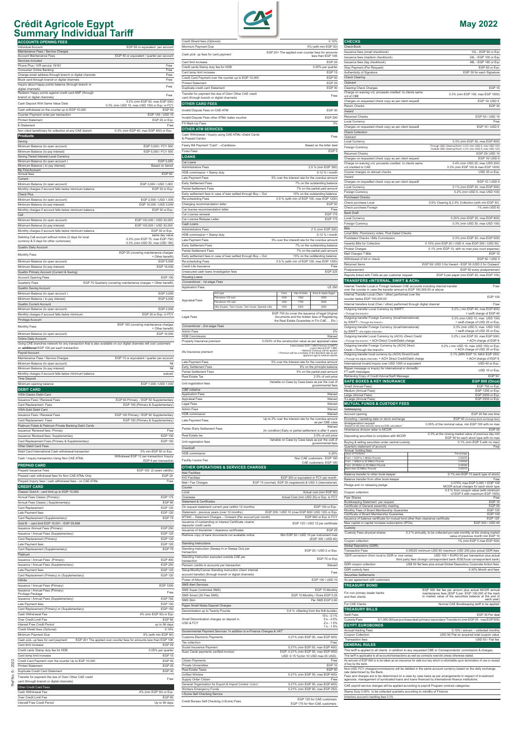# Crédit Agricole Egypt Summary Individual Tariff

**May 2022**

## ACCOUNTS OPENING FEES

| | |
|---|---|
| Individual Account | EGP 60 or equivalent per account |
| **Maintenance Fees / Service Charges** | |
| Account Maintenance Fees | EGP 45 or equivalent / quarter per account |
| **Services included** | |
| Phone Plus / IVR service 19191 | Free |
| Consumer Online Banking | Free |
| Change email address through branch or digital channels | Free |
| Block card through branch or digital channels | Free |
| Inquiry about happy points balance (through branch or digital channels) | Free |
| Redeem Happy points against credit card AMF (through branch or digital channels) | Free |
| Cash Deposit With Same Value Date | 0.2% (min EGP 50, max EGP 500) 0.3% (min USD 15, max USD 150) or Eqv. in FCY |
| Cash withdrawal on the counter up to EGP 10,000 | EGP 50 |
| Counter Payment order per transaction | EGP 150 / USD 15 |
| Printed Statement | EGP 25 or Eqv. |
| E-Statement | Free |
| Non client beneficiary for collection at any CAE branch | 0.3% (min EGP 40, max EGP 400) or Eqv. |

## Products

| | |
|---|---|
| **Saving** | |
| Minimum Balance (to open account) | EGP 3,000 / FCY 500 |
| Minimum Balance (to pay interest) | EGP 5,000 / FCY 500 |
| **Saving Tiered Interest-Local Currency** | |
| Minimum Balance (to open account ) | EGP 3,000 |
| Minimum Balance ( to pay interest) | Based on tiered |
| **My First Account** | |
| Annual fees | EGP 50 |
| **Current** | |
| Minimum Balance (to open account) | EGP 3,000 / USD 1,000 |
| Monthly charges if account falls below minimum balance | EGP 30 or Eqv. |
| **Check Plus** | |
| Minimum Balance (to open account) | EGP 2,500 / USD 1,000 |
| Minimum Balance (to pay interest) | EGP 10,000 / USD 3,000 |
| Monthly charges if account falls below minimum balance | EGP 30 or Eqv. |
| **Call** | |
| Minimum Balance (to open account) | EGP 100,000 / USD 30,000 |
| Minimum Balance (to pay interest) | EGP 100,000 / USD 30,000 |
| Monthly charges if account falls below minimum balance | EGP 30 or Eqv. |
| Debiting Call account without notice (2 days for local currency & 5 days for other currencies) | same day value 0.2% (min EGP 75, max EGP 750) 0.3% (min USD 30, max USD 180) |
| **Quattro Daily Account** | |
| Monthly Fees | EGP 25 (covering maintenance charges + Other benefit) |
| Minimum Balance (to open account) | EGP 5,000 |
| Minimum Balance (to pay interest) | EGP 10,000 |
| **Quattro Primary Account (Current & Saving)** | |
| Account Opening Fees | EGP 100 |
| Quarterly Fees | EGP 70 Quarterly (covering maintenance charges + Other benefit) |
| **Quattro Saving Account** | |
| Minimum Balance (to open account ) | EGP 3,000 |
| Minimum Balance ( to pay interest) | EGP 5,000 |
| **Quattro Current Account** | |
| Minimum Balance (to open account) | EGP 2,500 |
| Monthly charges if account falls below minimum balance | EGP 30 or Eqv. in FCY |
| **Privilege Account** | |
| Monthly Fees | EGP 100 (covering maintenance charges + Other benefit) |
| Minimum Balance (to open account) | EGP 10,000 |
| **Online Daily Account** | |
| Using CAE branches network for any transaction that is also available on our digital channels will cost customers an **additional** EGP 100 per each transaction | |
| **Payroll Account** | |
| Maintenance Fees / Service Charges | EGP 15 or equivalent / quarter per account |
| Minimum Balance (to open account) | Nil |
| Minimum Balance (to pay interest) | Nil |
| Monthly charges if account falls below minimum balance | waived |
| **Time Deposit** | |
| Minimum opening balance | EGP 1,000 / USD 1,000 |

## DEBIT CARD

| | |
|---|---|
| **VISA Classic Debit Card** | |
| Issuance Fees / Renewal Fees | EGP 60 Primary / EGP 50 Supplementary |
| Card Replacement Fees | EGP 100 (Primary & Supplementary) |
| **VISA Gold Debit Card** | |
| Issuance Fees / Renewal Fees | EGP 100 Primary / EGP 60 Supplementary |
| Card Replacement Fees | EGP 100 (Primary & Supplementary) |
| **Platinum Fidele & Platinum Private Banking Debit Cards** | |
| Issuance/ Renewal fees- Primary | Free |
| Issuance/ Renewal fees- Supplementary | EGP 100 |
| Card Replacement Fees (Primary & Supplementary) | EGP 150 |
| **Other Debit Card Fees** | |
| Debit Card International Cash withdrawal transaction | 5% min EGP 50 or Eqv. |
| Cash / inquiry transaction Using Non CAE ATMs | Withdrawal EGP 12 per transaction/ Inquiry EGP 6 per transaction |

## PREPAID CARD

| | |
|---|---|
| Prepaid Issuance Fees | EGP 100 (2 years validity) |
| Prepaid cash withdrawal fees for Non CAE ATMs Only | EGP 20 |
| Prepaid Inquiry fees / cash withdrawal fees - on CAE ATMs | Free |

## CREDIT CARD

| | |
|---|---|
| **Classic/ Gold A - card limit up to EGP 10,000** | |
| Annual Fees Classic (Primary) | EGP 175 |
| Annual Fees Classic ( Supplementary) | EGP 80 |
| Card Replacement | EGP 125 |
| Late Payment fees | EGP 120 |
| Card Replacement (Supplementary) | EGP 75 |
| **Gold B - card limit EGP 10,001 - EGP 29,999** | |
| Issuance /Annual Fees (Primary) | EGP 250 |
| Issuance / Annual Fees (Supplementary) | EGP 125 |
| Card Replacement (Primary) | EGP 125 |
| Late Payment fees | EGP 120 |
| Card Replacement (Supplementary) | EGP 75 |
| **Platinum** | |
| Issuance / Annual Fees (Primary) | EGP 400 |
| Issuance / Annual Fees (Supplementary) | EGP 250 |
| Late Payment fees | EGP 125 |
| Card Replacement (Primary) or (Supplementary) | EGP 120 |
| **Infinite** | |
| Issuance / Annual Fees (Primary) | EGP 1200 |
| Issuance / Annual Fees (Primary) Privilege Package | Free |
| Issuance / Annual Fees (Supplementary) | EGP 750 |
| Late Payment fees | EGP 150 |
| Card Replacement (Primary) or (Supplementary) | EGP 150 |
| Cash Withdrawal Fee | 4% (min EGP 50) or Eqv |
| Over Credit Limit Fee | EGP 80 |
| Interest Free Credit Period | up to 56 days |
| Credit Shield fees (Optional) | 0.10% |
| Minimum Payment Due | 5% (with min EGP 50) |
| Cash pick- up fees for card payment | EGP 20+ The applied over counter fees for amounts less than EGP 10K |
| Card limit increase | EGP 25 |
| Credit cards Stamp duty fee for HDB | 0.05% per quarter |
| Card temp limit increase | EGP 15 |
| Credit Card Payment over the Counter Up to EGP 10,000 | EGP 50 |
| Printed Statement | EGP 25 |
| Duplicate Credit Card Statement | EGP 30 |
| Transfer for payment the due of Own/ Other CAE credit card (through branch or digital channels) | Free |
| **Other Credit Card Fees** | |
| Cash Withdrawal Fee | 4% (min EGP 50) or Eqv. |
| Over Credit Limit Fee | EGP 80 |
| Interest Free Credit Period | Up to 56 days |
| Credit Shield fees (Optional) | 0.10% |
| Minimum Payment Due | 5% (with min EGP 50) |
| Cash pick- up fees for card payment | EGP 20+ The applied over counter fees for amounts less than EGP 10K |
| Card limit increase | EGP 25 |
| Credit cards Stamp duty fee for HDB | 0.05% per quarter |
| Card temp limit increase | EGP 15 |
| Credit Card Payment over the counter Up to EGP 10,000 | EGP 50 |
| Printed Statement | EGP 25 |
| Duplicate credit card statement | EGP 30 |
| Transfer for payment the due of Own/ Other CAE credit card (through branch or digital channels) | Free |

## OTHER CARD FEES

| | |
|---|---|
| Invalid Dispute Fees on CAE-ATM | EGP 30 |
| Invalid Dispute Fees other ATMs /sales voucher | EGP 200 |
| FX Mark-Up Fees | 3% |

## OTHER ATM SERVICES

| | |
|---|---|
| Cash Withdrawal / Inquiry using CAE ATMs «Debit Cards & Prepaid Cards» | Free |
| Fawry Bill Payment "Card" - «Cardless» | Based on the biller deal |
| Forex Fees | EGP 5 |

## LOANS

| | |
|---|---|
| **Car Loans** | |
| Administrative Fees | 2.5 % (min EGP 300) |
| HDB commission + Stamp duty | 0.12 % / month |
| Late Payment Fees | 5% over the interest rate for the overdue amount |
| Early Settlement Fees | 7% on the outstanding balance |
| Partial Settlement Fees | 7% on the partial paid amount |
| Early settlement fees in case of loan settled through Buy – Out | 15% on the outstanding balance |
| Re-scheduling Fees | 0.5 % (with min of EGP 100, max EGP 1200) |
| Changing recommendation letter | EGP 50 |
| Car license recommendation letter | Free |
| Car License renewal | EGP 175 |
| Car License Release Letter | EGP 175 |
| **Cash Loans** | |
| Administrative Fees | 2 % (min EGP 200) |
| HDB commission + Stamp duty | 0.12 % / month |
| Late Payment Fees | 5% over the interest rate for the overdue amount |
| Early Settlement Fees | 7% on the outstanding balance |
| Partial Settlement Fees | 7% on the partial paid amount |
| Early settlement fees in case of loan settled through Buy – Out | 15% on the outstanding balance |
| Re-scheduling Fees | 0.5 % (with min of EGP 100, max EGP 1200) |
| Credit Life Insurance | Free |
| Unsecured cash loans Investigation fees | EGP 225 |
| **Housing Loans** | |
| *Conventional - 1st stage Fees* | |
| Application Fees | LE 250 |

**Appraisal Fees**

| Unit type | Cairo | Alex & Delta | Sinai & Upper Egypt |
|---|---|---|---|
| Flat below 120 sqm | 1000 | 1500 | 2000 |
| Flat above 120 sqm | 1250 | 1750 | 2000 |
| Villa (Duplex, Twon house, Twin house, Sperate villa) | 1500 | 2000 | 2500 |

| | |
|---|---|
| Legal Fees | EGP 750 (to cover the issuance of legal Original documents and the hidden fees of Registering the Real Estate Guarantee in F/o CAE .... Etc.) |
| *Conventional - 2nd stage Fees* | |
| Admin Fees | 2% |
| HDB Commission | Waived |
| Property Insurance premium | 0.033% of the construction value as per appraisal value |
| life Insurance premium | Loans below EGP 1 MM Premium 0.006% Loans Above EGP 1 MM: • Medical Checkup will be applied • Premium will be a multiple of the standard rate as per applicant age & medical reports |
| Late Payment Fees | 5% over the Interest rate for the overdue amount |
| Early Settlement Fees | 5% on the principle balance |
| Partial Settlement Fees | 5% on the partial paid amount |
| Real Estate Tax | 2.5% of unit price |
| Unit registration fees | Variable on Case by Case basis as per the cost of governmental fees |
| *CBE Initiative* | |
| Application Fees | Waived |
| Appraisal Fees | Waived |
| Legal Fees | Waived |
| Admin Fees | Waived |
| HDB commission | Waived |
| Late Payment Fees | Up to 2% over the interest rate for the overdue amount as per CBE rules |
| Partial /Early Settlement Fees | Waived (In condition) Early or partial settlement is after 5 years |
| Real Estate tax | 2.5% of unit price |
| Unit registration fees | Variable on Case by Case basis as per the cost of governmental fees |
| **Overdraft** | |
| HDB commission | 0.20% |
| Facility I-score Fee | Non CAE customers : EGP 150 CAE customers: EGP 100 |

## OTHER OPERATIONS & SERVICES CHARGES

| | |
|---|---|
| **Mail Facilities** | |
| KIO Facilities | EGP 300 or equivalent in FCY per month |
| Mail / Fax Charges | EGP 15 (normal), EGP 25 (registered) & USD 3 (international) |
| **Courier** | |
| Local | Actual cost (min EGP 50) |
| Overseas | Actual Cost (min USD 25) or Eqv. in FCY |
| **Statement & Certificates** | |
| On request statement current year (within 12 months) | EGP 150 or Eqv. |
| Statement – previous years (over 12 months) | EGP 200 / USD 10 (max EGP 800/ USD 120) or Eqv. |
| MT940 – Statement Charges – Outward (Per account per month) | EGP 900 or Eqv in FCY |
| Issuance of outstanding or interest Certificate «loans/ deposits/ credit cards | EGP 125 / USD 12 per certificate |
| Issuance of disclaimer / clearance certificates | EGP 25 |
| Retrieve copy of bank documents not available online | Min EGP 50 / USD 10 per instrument max (EGP 300 / USD 60) |
| **Standing Instructions** | |
| Standing Instruction (Sweep In or Sweep Out) per transaction | EGP 20 / USD 2 or Eqv. |
| Standing Instruction executed outside CAE per transaction | EGP 75 or Eqv |
| Pension credits to accounts per transaction | Waived |
| Setup/Modify/Cancel Standing instruction (Own/ internal account transfer) (through branch or digital channels) | Free |
| Power of Attorney | EGP 100 / USD 10 |
| **SMS Alert Services** | |
| SMS Super (Unlimited SMS) | EGP 15 Monthly |
| SMS Smart (20 Free SMS) | EGP 10 Monthly / Extra EGP 0.25 |
| SMS Slim | Per SMS EGP 0.60 |
| **Paper Small Notes Deposit Charges** | |
| Denomination up to Twenty Pounds | 0.6 % «Starting from the first bundle» |
| Small Denomination charges on deposit in USD & FCY | 10's - 0.1% 5's - 0.5% 2's - 1.5% 1's - 1.5% |
| **Governmental Payment Services "in addition to e-Finance Charges & VAT"** | |
| Customs Electronic Payments | 0.21% (min EGP 50, max EGP 400) |
| Tax collection | Free |
| Social Insurance Payment | 0.21% (min EGP 50, max EGP 400) |
| Suez Canal payments (unified invoice) | EGP: 0.21% (min EGP 50, max EGP 400) USD: 0.15 %(min 10 USD max 25 USD) |
| Citizen Payments | Free |
| Private Universities | EGP 10 |
| Real Estate Taxes | EGP 50 |
| Unified Window | 0.21% (min EGP 50, max EGP 400) |
| Supply Order Citizen | Free |
| General Organization for Export & Import Control "GOEIC" | 0.21% (min EGP 50, max EGP 400) |
| Workers Emergency Funds | 0.21% (min EGP 50, max EGP 250) |
| **I-Score Self Checking Service** | |
| Credit Bureau Self Checking (I-Score) Fees | EGP 125 for CAE customers EGP 175 for Non CAE customers |

## CHECKS

| | |
|---|---|
| **Check Book** | |
| Issuance fees (small checkbook) | 12L - EGP 60 or Eqv |
| Issuance fees (medium checkbook) | 24L - EGP 100 or Eqv |
| Issuance fees (big checkbook) | 48L - EGP 180 or Eqv |
| Stop Payment (Per Request) | EGP 60 or Eqv. |
| Authenticity of Signature | EGP 30 for each Signature |
| **Check Clearing** | |
| *Outward* | |
| Clearing Check Charges | EGP 15 |
| Charge on waiving v/d, proceeds credited to clients same v/d of CBE | 0.3% (min EGP 100, max EGP 1000) |
| Charges on requested check copy as per client request | EGP 10/ USD 5 |
| Return Checks | EGP 30 |
| *Inward* | |
| Returned Checks | EGP 50 / USD 10 |
| Local Currency | Free |
| Charges on requested check copy as per client request | EGP 10 / USD 5 |
| **Check Collection** | |
| *Outward* | |
| Local Currency | 0.3% (min EGP 30, max EGP 600) |
| Foreign Currency | Through CBE Clearing Room: 0.2% (min USD 5, max USD 100) Outside CBE Clearing Room: 0.3% (min USD 5, max USD 125) |
| Returned Checks | EGP 25/ USD 10 |
| Charges on requested check copy as per client request | EGP 10/ USD 5 |
| Charge on waiving v/d, proceeds credited to clients same v/d credited to CAE | 0.4% (min USD 20, max USD 200) 0.3% (min EGP 100 & max EGP 1000) |
| Courier charges on abroad checks | USD 30 or Eqv. |
| *Inward* | |
| Charges on requested check copy as per client request | EGP 10 / USD 5 |
| Local Currency | 0.1% (min EGP 20, max EGP 500) |
| Foreign Currency | 0.2% (min USD 5, max USD 100) |
| **Purchased Checks** | |
| Check purchase Local | 0.6% Clearing & 2.5% Collection (with min EGP 30) |
| Check purchase Foreign | 1% (min USD 8) |
| **Bank Draft** | |
| Local Currency | 0.25% (min EGP 35, max EGP 600) |
| Foreign Currency | 0.3% (min USD 30, max USD 150) |
| **Bills** | |
| *Local Bills, Promissory notes, Post Dated Checks* | |
| Postdated Checks / Bills Commission | 0.3% (min EGP 20, max EGP 500) |
| Inwards Bills for Collection | 0.15% (min EGP 20 / USD 4, max EGP 250 / USD 50) |
| Protest Charges | 0.1% (min EGP 10, with no max plus court expense) |
| Mail Charges T Bills | EGP 15 |
| Withdrawal of bill or check | EGP 50 / USD 3 |
| Returned Items | EGP 50/ USD 3 for Inward - EGP 30 /USD 2 for Outward |
| Postponement | EGP 50 every postponement |
| Reports linked with T.bills as per customer request | EGP 5 per paper (min EGP 20, max EGP 100) |

## TRANSFERS «INTERNAL, SWIFT & ACH»

| | |
|---|---|
| Internal Transfer Local or Foreign between CAE accounts including internal transfer over the counter in case the transfer amount is EGP 100,000.00 or above | Free |
| Internal Transfer Local (Own / other) performed over the counter below EGP 100,000.00 | EGP 100 |
| Internal transfers local (Own / other) performed through digital channel | Free |
| Outgoing transfer Local Currency by SWIFT «Through the branch» | 0.2% ( min EGP 40, max EGP 600) + swift charge of EGP 40 |
| Outgoing transfer Foreign Currency (local/international) by SWIFT «Through the branch» | 0.3% (min USD 10, max USD 150) + swift charge of USD 25 or Eqv. |
| Outgoing transfer Foreign Currency (local/international) by SWIFT «Via the digital channels» | 0.3% (min USD 5, max USD 100) + swift charge of USD 25 or Eqv. |
| Outgoing transfer Local Currency by (ACH) -Direct Credit «Through the branch» + ACH Direct Credit/Debit charge | 0.2% ( min EGP 30, max EGP 500) + ACH charge of EGP 8 |
| Outgoing transfer Foreign Currency by (ACH) Direct Credit «Through the branch» | 0.2% ( min USD 10, max USD 150) or Eqv. + ACH charge of USD 20 or Eqv. |
| Outgoing transfer local currency by (ACH) Direct/Credit «Through the digital channels» + ACH Direct Credit/Debit charge | 0.1% (MIN EGP 10, MAX EGP 250) + ACH charge of EGP 8 |
| International Invalid Inquiry over USD 1000 or equivalent | USD 40 or Eqv. |
| Repair message or inquiry for international or domestic FT swift messages | USD 10 or Eqv. |
| Retrieving Copy of Credit Advice/Swift Message | EGP 50 |

## SAFE BOXES & KEY INSURANCE

| | |
|---|---|
| | **EGP 800 (Once)** |
| Small (Annual Fees) | EGP 750 or Eqv. |
| Medium (Annual Fees) | EGP 1250 or Eqv. |
| Large (Annual Fees) | EGP 2000 or Eqv. |
| X-Large (Annual Fees) | EGP 2500 or Eqv. |

## MUTUAL FUNDS & CUSTODY FEES

| | |
|---|---|
| **Safekeeping** | |
| Account opening | EGP 20 flat one time |
| Encoding / Updating data on stock exchange | EGP 40 (including stock exchange fees) |
| Amalgamation request *Based on the total security same as ESE calculation* | 0.05% of the nominal value, min EGP 100 with no max |
| Inheritance division letter to MCDR | EGP 50 |
| Depositing securities to scripless with MCDR | 0.3% at the closing market value of previous day min EGP 50 for each stock type with no max |
| Buying & selling securities under central custody | 0.1% (min EGP 5 with no max) |
| Quarterly statement of account | Free |
| Annual holding fees | |

| Value of Portfolios | Percentage |
|---|---|
| From 1 EGP to 1 Million Pounds | 0.00075 |
| From 1 Million to 20 Million Pounds | 0.00040 |
| From 20 Million to 55 Million Pounds | 0.00020 |
| More than 55 Million Pounds | 0.00010 |

| | |
|---|---|
| Balance transfer to other book-keeper | 0.1% min EGP 10 (each type of stock) |
| Balance transfer from other book-keeper | Free |
| Pledge and /or releasing pledge | 0.075% max EGP 3,000 + EGP 100 MCDR actual charges for each stock type |
| Coupon collection | 0.5 % from coupon value (with minimum of EGP 5 with maximum EGP 1000) |
| Free Shares | Free |
| Bookkeeping Statement per request | EGP 10 |
| Certificate of General assembly meeting | EGP 50 |
| Monthly Fees of Board Membership Guarantee | EGP 100 |
| Certificate of Board Membership Guarantee | EGP 100 |
| Issuance of balance certificate for mutual fund other than clearance certificate | EGP 125 |
| New capital or capital increase subscription (IPOs) | EGP 200 / USD 40 |
| **Custody** | |
| Custody Fees physical shares | 0.3 % annually, to be collected pro-rata monthly at the closing market value of previous month min EGP 10 |
| Coupon collection | 1% (min EGP 5 max EGP 500) |
| **Global Depository (GDR)** | |
| Transaction Fees | 0.00025 minimum USD 60 maximum USD 250 plus actual GDR fees |
| GDR conversion (from local to GDR or vice versa) | USD 100 + EURO 50 per transaction plus actual third party fees (foreign correspondent bank /ESE/local correspondent bank) |
| GDR coupon collection | US$ 50 flat fees plus actual Global Depository Corporate Action fees |
| GDR custody fees | 0.30% Month end fees |
| **Securities Settlements** | |
| As per agreement with customers | |

## TREASURY BOND

| | |
|---|---|
| For non primary dealer banks and their clients | EGP 500 flat fee per annum plus actual MCDR annual maintenance fees (EGP 5 per EGP 100,000 of the mark to market value of the securities balance at the end of each year) |
| For CAE Clients | Normal CAE Bookkeeping tariff to be applied |

## TREASURY BILLS

| | |
|---|---|
| Swift Fees | EGP 30 Per deal |
| Custody Fees | 5/1,000,000 per purchase deal (primary/secondary/ Transfer in) (min EGP 25 - max EGP 500) |

## EGYPT EUROBONDS

| | |
|---|---|
| Annual Holding Fees | 0.15% / annum - collected monthly |
| Coupon Collection | USD 50 Flat on acquired total coupon value |
| Transaction fees | USD 50 / Flat fee |

## GENERAL RULES

This tariff is applied to all clients in addition to any requested CBE or Correspondents' commission & charges.

This tariff is applicable to all accounts/transactions as well as contracts new/old unless otherwise stated.

An amount of EGP 800 is to be taken as an insurance for safe box key which is refundable upon termination of use or receipt of key by the bank.

Non-USD FCY charges/commissions will be debited in the same account currency based on the daily exchange rate determined by the Bank.

Fees and charges are to be determined on a case by case basis as per arrangements in respect of investment agencies, management of syndicated loans and loans financed by international finance institutions.

CAE payroll service charges will be applied according to payroll Program contract categories.

Stamp Duty 0.05% to be collected quarterly according to ministry of Finance

Inheritors account's handling fees 0.3%

Ref No 5 - 2022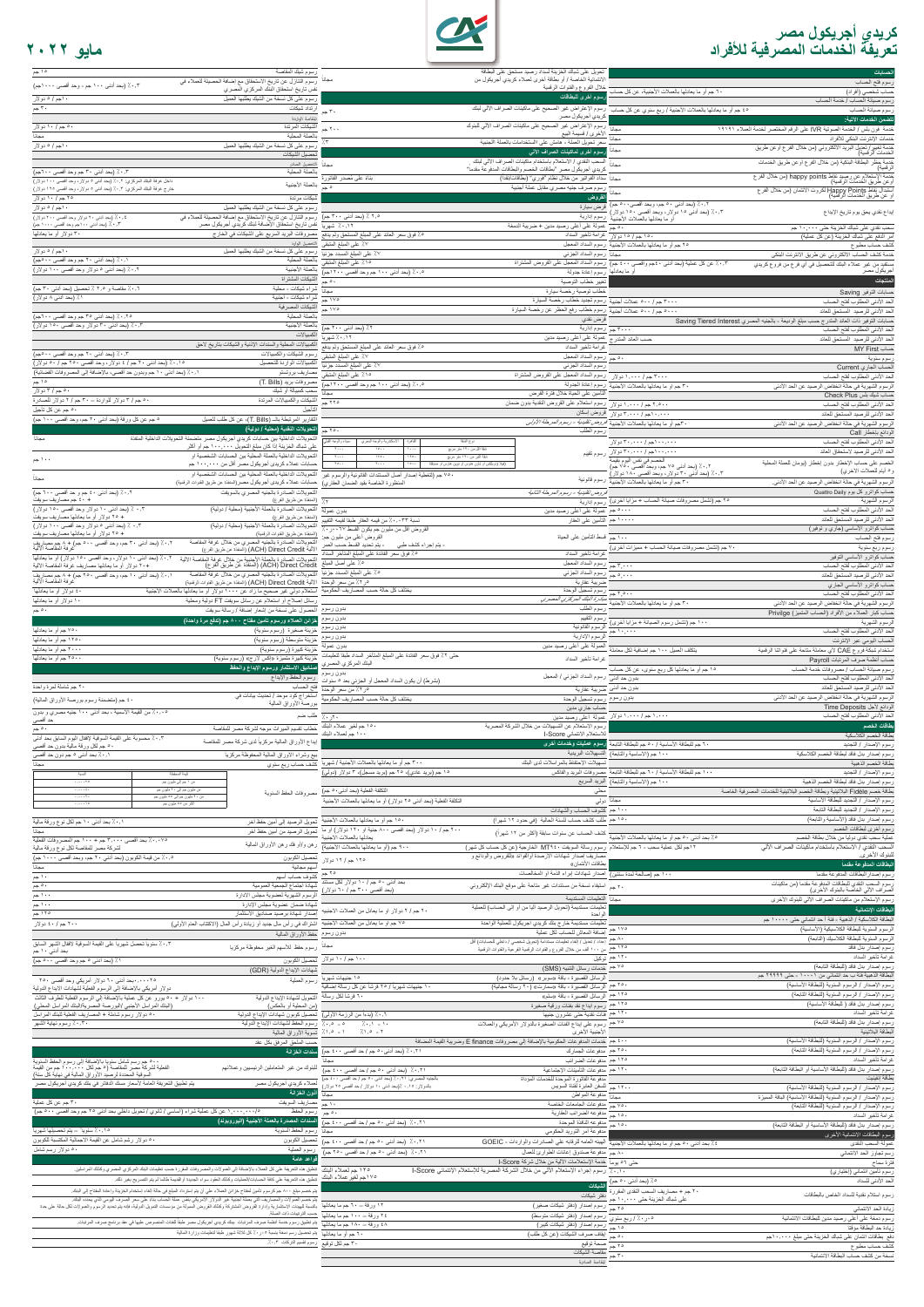# كريدي أجريكول مصر
## تعريفة الخدمات المصرفية للأفراد

مايو ٢٠٢٢

### الحسابات

| البند | الرسوم |
|---|---|
| **رسوم فتح الحساب** | |
| حساب شخصي (أفراد) | ٦٠ جم أو ما يعادلها بالعملات الأجنبية عن كل حساب |
| **رسوم صيانة الحساب / خدمة الحساب** | |
| رسوم صيانة الحساب | ٢٥ جم أو ما يعادلها بالعملات الأجنبية / ربع سنوي عن كل حساب |
| **تتضمن الخدمات الآتية:** | |
| خدمة فون بانكي / الخدمة الصوتية IVR من خلال الرقم المختصر لخدمة العملاء ١٩١٩١ | مجانا |
| خدمات الإنترنت البنكي للأفراد | مجانا |
| خدمة تحديث / تعديل البريد الإلكتروني (من خلال الفرع أو عن طريق الخدمات الرقمية) | مجانا |
| خدمة بطاقة الخصم | مجانا |
| ايداع نقدي بحد أقصى ٥٠٠٠ جم | ٠٫٣٪ (بحد أدنى ٥٠ جم، وبحد أقصى ٥٠٠ جم) |
| سحب نقدي على شباك الخزينة حتى ١٠٫٠٠٠ جم | ٥٠ جم |
| إغلاق الحساب | ٢٥ جم أو ما يعادلها بالعملات الأجنبية |
| كشف حساب مطبوع | ١٥ جم |

### المنتجات

| البند | الرسوم |
|---|---|
| **حسابات التوفير Saving** | |
| الحد الأدنى المطلوب لفتح الحساب | ٥٠٠ جم / ٥٠٠ عملات أجنبية |
| الحد الأدنى للرصيد المستحق للعائد | ٥٠٠ جم / ٥٠٠ عملات أجنبية |
| **MY First** | |
| رسوم سنوية | ٥٠ جم |
| **الحساب الجاري Current** | |
| الحد الأدنى المطلوب لفتح الحساب | ٣٠٠٠ جم / ١٠٠٠ دولار |
| الرسوم الشهرية في حالة انخفاض الرصيد عن الحد الأدنى | ٣٠ جم أو ما يعادلها بالعملات الأجنبية |
| **حساب شيك بلس Check Plus** | |
| الحد الأدنى المطلوب لفتح الحساب | ٢٥٫٠٠٠ جم / ١٠٫٠٠٠ دولار |
| الرسوم الشهرية في حالة انخفاض الرصيد عن الحد الأدنى | ٣٠ جم أو ما يعادلها بالعملات الأجنبية |
| **الودائع بإخطار Call** | |
| الحد الأدنى المطلوب لفتح الحساب | ١٠٠٫٠٠٠ جم / ٣٠٫٠٠٠ دولار |
| **ودائع لأجل Time Deposits** | |
| الحد الأدنى | ١٠٫٠٠٠ جم / ١٠٠٠ دولار |

### بطاقات الخصم

| البند | الرسوم |
|---|---|
| رسوم الإصدار / التجديد | ٦٠ جم للبطاقة الأساسية / ٥٠ جم للبطاقة التابعة |
| رسوم إصدار بدل فاقد للبطاقة | ١٠٠ جم |